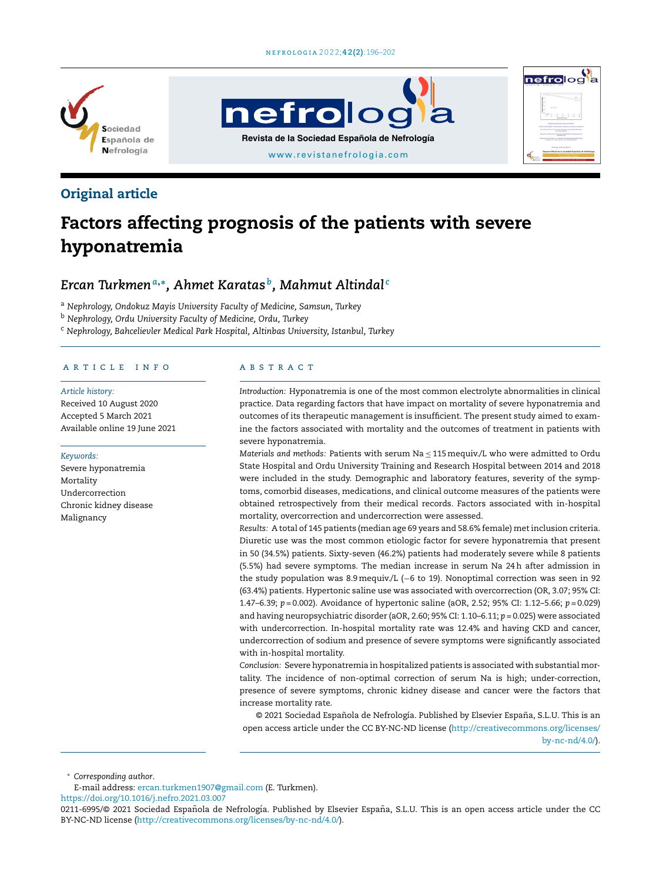Original article

# Factors affecting prognosis of the patients with severe hyponatremia

*Ercan Turkmen* [a,*], *Ahmet Karatas* [b], *Mahmut Altindal* [c]

[a] *Nephrology, Ondokuz Mayis University Faculty of Medicine, Samsun, Turkey*

[b] *Nephrology, Ordu University Faculty of Medicine, Ordu, Turkey*

[c] *Nephrology, Bahcelievler Medical Park Hospital, Altinbas University, Istanbul, Turkey*

## ARTICLE INFO

*Article history:*
Received 10 August 2020
Accepted 5 March 2021
Available online 19 June 2021

*Keywords:*
Severe hyponatremia
Mortality
Undercorrection
Chronic kidney disease
Malignancy

## ABSTRACT

*Introduction:* Hyponatremia is one of the most common electrolyte abnormalities in clinical practice. Data regarding factors that have impact on mortality of severe hyponatremia and outcomes of its therapeutic management is insufficient. The present study aimed to examine the factors associated with mortality and the outcomes of treatment in patients with severe hyponatremia.

*Materials and methods:* Patients with serum Na ≤ 115 mequiv./L who were admitted to Ordu State Hospital and Ordu University Training and Research Hospital between 2014 and 2018 were included in the study. Demographic and laboratory features, severity of the symptoms, comorbid diseases, medications, and clinical outcome measures of the patients were obtained retrospectively from their medical records. Factors associated with in-hospital mortality, overcorrection and undercorrection were assessed.

*Results:* A total of 145 patients (median age 69 years and 58.6% female) met inclusion criteria. Diuretic use was the most common etiologic factor for severe hyponatremia that present in 50 (34.5%) patients. Sixty-seven (46.2%) patients had moderately severe while 8 patients (5.5%) had severe symptoms. The median increase in serum Na 24 h after admission in the study population was 8.9 mequiv./L (−6 to 19). Nonoptimal correction was seen in 92 (63.4%) patients. Hypertonic saline use was associated with overcorrection (OR, 3.07; 95% CI: 1.47–6.39; $p = 0.002$). Avoidance of hypertonic saline (aOR, 2.52; 95% CI: 1.12–5.66; $p = 0.029$) and having neuropsychiatric disorder (aOR, 2.60; 95% CI: 1.10–6.11; $p = 0.025$) were associated with undercorrection. In-hospital mortality rate was 12.4% and having CKD and cancer, undercorrection of sodium and presence of severe symptoms were significantly associated with in-hospital mortality.

*Conclusion:* Severe hyponatremia in hospitalized patients is associated with substantial mortality. The incidence of non-optimal correction of serum Na is high; under-correction, presence of severe symptoms, chronic kidney disease and cancer were the factors that increase mortality rate.

© 2021 Sociedad Española de Nefrología. Published by Elsevier España, S.L.U. This is an open access article under the CC BY-NC-ND license (http://creativecommons.org/licenses/by-nc-nd/4.0/).

\* *Corresponding author.*
E-mail address: ercan.turkmen1907@gmail.com (E. Turkmen).
https://doi.org/10.1016/j.nefro.2021.03.007
0211-6995/© 2021 Sociedad Española de Nefrología. Published by Elsevier España, S.L.U. This is an open access article under the CC BY-NC-ND license (http://creativecommons.org/licenses/by-nc-nd/4.0/).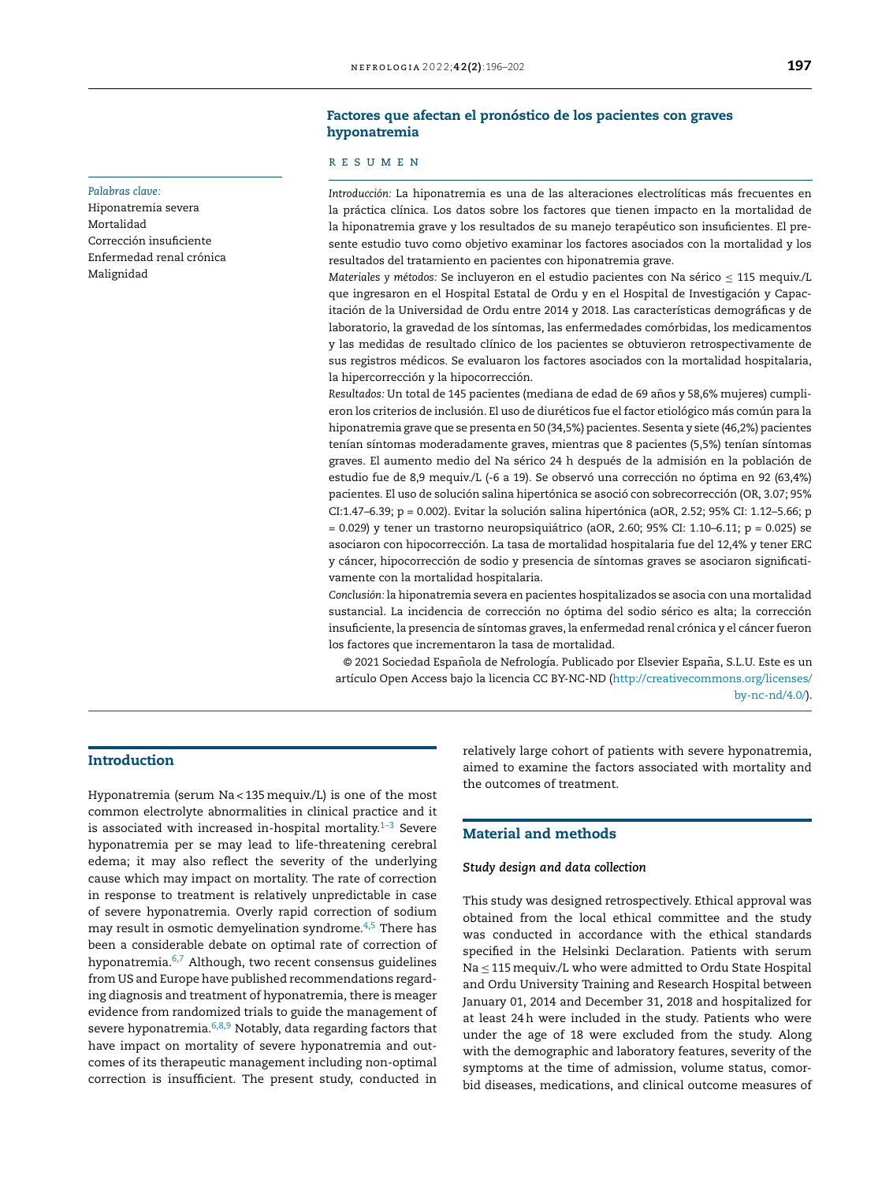## Factores que afectan el pronóstico de los pacientes con graves hyponatremia

RESUMEN

*Palabras clave:*
Hiponatremia severa
Mortalidad
Corrección insuficiente
Enfermedad renal crónica
Malignidad

*Introducción:* La hiponatremia es una de las alteraciones electrolíticas más frecuentes en la práctica clínica. Los datos sobre los factores que tienen impacto en la mortalidad de la hiponatremia grave y los resultados de su manejo terapéutico son insuficientes. El presente estudio tuvo como objetivo examinar los factores asociados con la mortalidad y los resultados del tratamiento en pacientes con hiponatremia grave.

*Materiales y métodos:* Se incluyeron en el estudio pacientes con Na sérico ≤ 115 mequiv./L que ingresaron en el Hospital Estatal de Ordu y en el Hospital de Investigación y Capacitación de la Universidad de Ordu entre 2014 y 2018. Las características demográficas y de laboratorio, la gravedad de los síntomas, las enfermedades comórbidas, los medicamentos y las medidas de resultado clínico de los pacientes se obtuvieron retrospectivamente de sus registros médicos. Se evaluaron los factores asociados con la mortalidad hospitalaria, la hipercorrección y la hipocorrección.

*Resultados:* Un total de 145 pacientes (mediana de edad de 69 años y 58,6% mujeres) cumplieron los criterios de inclusión. El uso de diuréticos fue el factor etiológico más común para la hiponatremia grave que se presenta en 50 (34,5%) pacientes. Sesenta y siete (46,2%) pacientes tenían síntomas moderadamente graves, mientras que 8 pacientes (5,5%) tenían síntomas graves. El aumento medio del Na sérico 24 h después de la admisión en la población de estudio fue de 8,9 mequiv./L (-6 a 19). Se observó una corrección no óptima en 92 (63,4%) pacientes. El uso de solución salina hipertónica se asoció con sobrecorrección (OR, 3.07; 95% CI:1.47–6.39; p = 0.002). Evitar la solución salina hipertónica (aOR, 2.52; 95% CI: 1.12–5.66; p = 0.029) y tener un trastorno neuropsiquiátrico (aOR, 2.60; 95% CI: 1.10–6.11; p = 0.025) se asociaron con hipocorrección. La tasa de mortalidad hospitalaria fue del 12,4% y tener ERC y cáncer, hipocorrección de sodio y presencia de síntomas graves se asociaron significativamente con la mortalidad hospitalaria.

*Conclusión:* la hiponatremia severa en pacientes hospitalizados se asocia con una mortalidad sustancial. La incidencia de corrección no óptima del sodio sérico es alta; la corrección insuficiente, la presencia de síntomas graves, la enfermedad renal crónica y el cáncer fueron los factores que incrementaron la tasa de mortalidad.

© 2021 Sociedad Española de Nefrología. Publicado por Elsevier España, S.L.U. Este es un artículo Open Access bajo la licencia CC BY-NC-ND (http://creativecommons.org/licenses/by-nc-nd/4.0/).

## Introduction

Hyponatremia (serum Na < 135 mequiv./L) is one of the most common electrolyte abnormalities in clinical practice and it is associated with increased in-hospital mortality.[1–3] Severe hyponatremia per se may lead to life-threatening cerebral edema; it may also reflect the severity of the underlying cause which may impact on mortality. The rate of correction in response to treatment is relatively unpredictable in case of severe hyponatremia. Overly rapid correction of sodium may result in osmotic demyelination syndrome.[4,5] There has been a considerable debate on optimal rate of correction of hyponatremia.[6,7] Although, two recent consensus guidelines from US and Europe have published recommendations regarding diagnosis and treatment of hyponatremia, there is meager evidence from randomized trials to guide the management of severe hyponatremia.[6,8,9] Notably, data regarding factors that have impact on mortality of severe hyponatremia and outcomes of its therapeutic management including non-optimal correction is insufficient. The present study, conducted in relatively large cohort of patients with severe hyponatremia, aimed to examine the factors associated with mortality and the outcomes of treatment.

## Material and methods

### *Study design and data collection*

This study was designed retrospectively. Ethical approval was obtained from the local ethical committee and the study was conducted in accordance with the ethical standards specified in the Helsinki Declaration. Patients with serum Na ≤ 115 mequiv./L who were admitted to Ordu State Hospital and Ordu University Training and Research Hospital between January 01, 2014 and December 31, 2018 and hospitalized for at least 24 h were included in the study. Patients who were under the age of 18 were excluded from the study. Along with the demographic and laboratory features, severity of the symptoms at the time of admission, volume status, comorbid diseases, medications, and clinical outcome measures of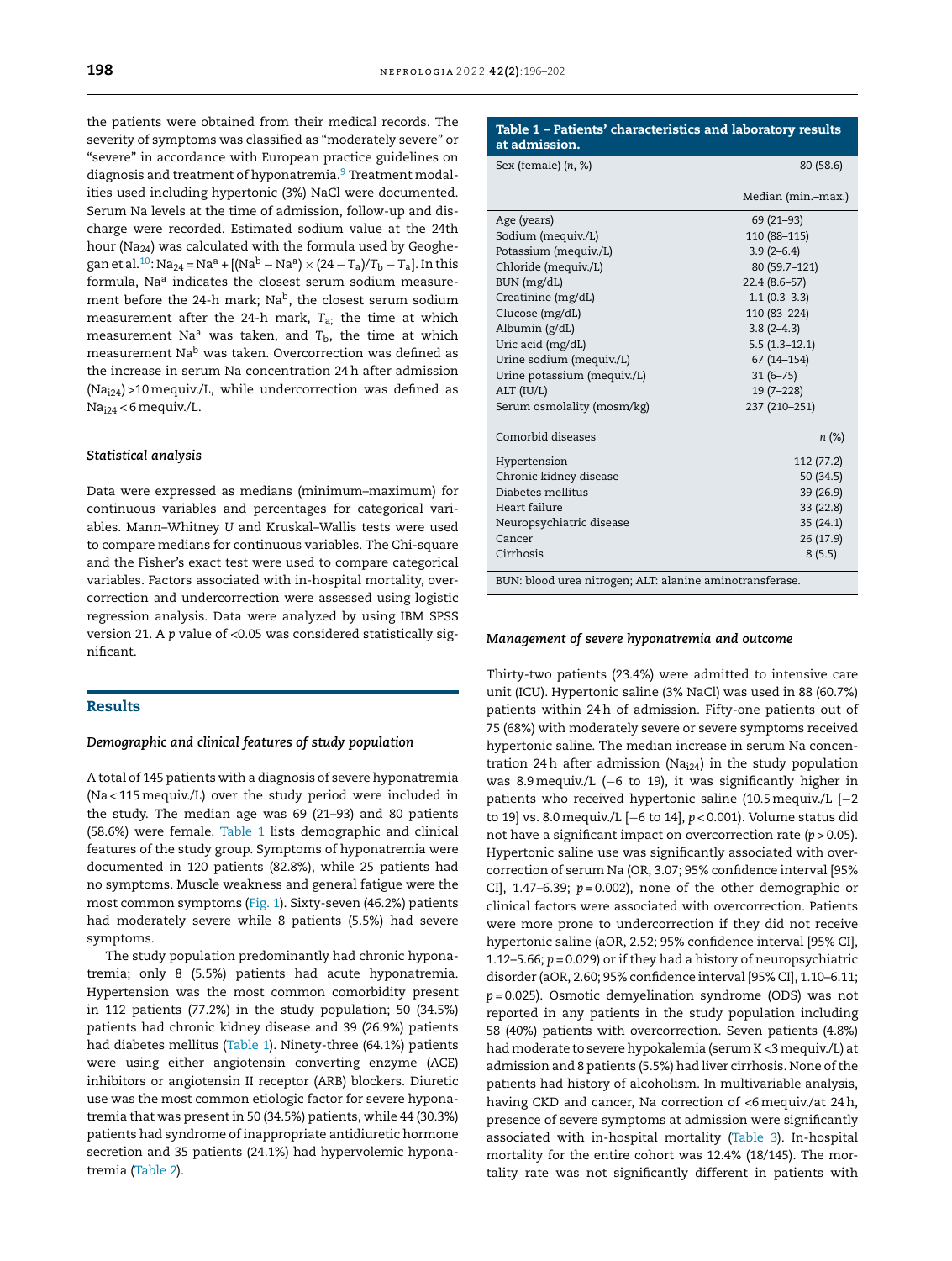the patients were obtained from their medical records. The severity of symptoms was classified as "moderately severe" or "severe" in accordance with European practice guidelines on diagnosis and treatment of hyponatremia.[9] Treatment modalities used including hypertonic (3%) NaCl were documented. Serum Na levels at the time of admission, follow-up and discharge were recorded. Estimated sodium value at the 24th hour ($Na_{24}$) was calculated with the formula used by Geoghegan et al.[10]: $Na_{24} = Na^a + [(Na^b - Na^a) \times (24 - T_a)/T_b - T_a]$. In this formula, $Na^a$ indicates the closest serum sodium measurement before the 24-h mark; $Na^b$, the closest serum sodium measurement after the 24-h mark, $T_a$; the time at which measurement $Na^a$ was taken, and $T_b$, the time at which measurement $Na^b$ was taken. Overcorrection was defined as the increase in serum Na concentration 24 h after admission ($Na_{i24}$) >10 mequiv./L, while undercorrection was defined as $Na_{i24}$ < 6 mequiv./L.

### Statistical analysis

Data were expressed as medians (minimum–maximum) for continuous variables and percentages for categorical variables. Mann–Whitney *U* and Kruskal–Wallis tests were used to compare medians for continuous variables. The Chi-square and the Fisher's exact test were used to compare categorical variables. Factors associated with in-hospital mortality, overcorrection and undercorrection were assessed using logistic regression analysis. Data were analyzed by using IBM SPSS version 21. A *p* value of <0.05 was considered statistically significant.

## Results

### Demographic and clinical features of study population

A total of 145 patients with a diagnosis of severe hyponatremia (Na < 115 mequiv./L) over the study period were included in the study. The median age was 69 (21–93) and 80 patients (58.6%) were female. Table 1 lists demographic and clinical features of the study group. Symptoms of hyponatremia were documented in 120 patients (82.8%), while 25 patients had no symptoms. Muscle weakness and general fatigue were the most common symptoms (Fig. 1). Sixty-seven (46.2%) patients had moderately severe while 8 patients (5.5%) had severe symptoms.

The study population predominantly had chronic hyponatremia; only 8 (5.5%) patients had acute hyponatremia. Hypertension was the most common comorbidity present in 112 patients (77.2%) in the study population; 50 (34.5%) patients had chronic kidney disease and 39 (26.9%) patients had diabetes mellitus (Table 1). Ninety-three (64.1%) patients were using either angiotensin converting enzyme (ACE) inhibitors or angiotensin II receptor (ARB) blockers. Diuretic use was the most common etiologic factor for severe hyponatremia that was present in 50 (34.5%) patients, while 44 (30.3%) patients had syndrome of inappropriate antidiuretic hormone secretion and 35 patients (24.1%) had hypervolemic hyponatremia (Table 2).

**Table 1 – Patients' characteristics and laboratory results at admission.**

| | |
|---|---|
| Sex (female) (*n*, %) | 80 (58.6) |
| | Median (min.–max.) |
| Age (years) | 69 (21–93) |
| Sodium (mequiv./L) | 110 (88–115) |
| Potassium (mequiv./L) | 3.9 (2–6.4) |
| Chloride (mequiv./L) | 80 (59.7–121) |
| BUN (mg/dL) | 22.4 (8.6–57) |
| Creatinine (mg/dL) | 1.1 (0.3–3.3) |
| Glucose (mg/dL) | 110 (83–224) |
| Albumin (g/dL) | 3.8 (2–4.3) |
| Uric acid (mg/dL) | 5.5 (1.3–12.1) |
| Urine sodium (mequiv./L) | 67 (14–154) |
| Urine potassium (mequiv./L) | 31 (6–75) |
| ALT (IU/L) | 19 (7–228) |
| Serum osmolality (mosm/kg) | 237 (210–251) |
| Comorbid diseases | *n* (%) |
| Hypertension | 112 (77.2) |
| Chronic kidney disease | 50 (34.5) |
| Diabetes mellitus | 39 (26.9) |
| Heart failure | 33 (22.8) |
| Neuropsychiatric disease | 35 (24.1) |
| Cancer | 26 (17.9) |
| Cirrhosis | 8 (5.5) |

BUN: blood urea nitrogen; ALT: alanine aminotransferase.

### Management of severe hyponatremia and outcome

Thirty-two patients (23.4%) were admitted to intensive care unit (ICU). Hypertonic saline (3% NaCl) was used in 88 (60.7%) patients within 24 h of admission. Fifty-one patients out of 75 (68%) with moderately severe or severe symptoms received hypertonic saline. The median increase in serum Na concentration 24 h after admission ($Na_{i24}$) in the study population was 8.9 mequiv./L (−6 to 19), it was significantly higher in patients who received hypertonic saline (10.5 mequiv./L [−2 to 19] vs. 8.0 mequiv./L [−6 to 14], *p* < 0.001). Volume status did not have a significant impact on overcorrection rate (*p* > 0.05). Hypertonic saline use was significantly associated with overcorrection of serum Na (OR, 3.07; 95% confidence interval [95% CI], 1.47–6.39; *p* = 0.002), none of the other demographic or clinical factors were associated with overcorrection. Patients were more prone to undercorrection if they did not receive hypertonic saline (aOR, 2.52; 95% confidence interval [95% CI], 1.12–5.66; *p* = 0.029) or if they had a history of neuropsychiatric disorder (aOR, 2.60; 95% confidence interval [95% CI], 1.10–6.11; *p* = 0.025). Osmotic demyelination syndrome (ODS) was not reported in any patients in the study population including 58 (40%) patients with overcorrection. Seven patients (4.8%) had moderate to severe hypokalemia (serum K < 3 mequiv./L) at admission and 8 patients (5.5%) had liver cirrhosis. None of the patients had history of alcoholism. In multivariable analysis, having CKD and cancer, Na correction of <6 mequiv./at 24 h, presence of severe symptoms at admission were significantly associated with in-hospital mortality (Table 3). In-hospital mortality for the entire cohort was 12.4% (18/145). The mortality rate was not significantly different in patients with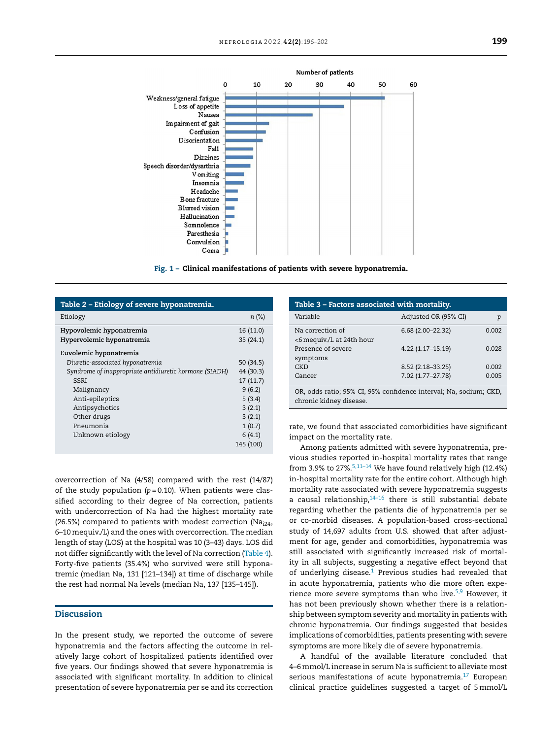Fig. 1 – Clinical manifestations of patients with severe hyponatremia.

| Table 2 – Etiology of severe hyponatremia. | |
|---|---|
| Etiology | n (%) |
| **Hypovolemic hyponatremia** | 16 (11.0) |
| **Hypervolemic hyponatremia** | 35 (24.1) |
| **Euvolemic hyponatremia** | |
| *Diuretic-associated hyponatremia* | 50 (34.5) |
| *Syndrome of inappropriate antidiuretic hormone (SIADH)* | 44 (30.3) |
| SSRI | 17 (11.7) |
| Malignancy | 9 (6.2) |
| Anti-epileptics | 5 (3.4) |
| Antipsychotics | 3 (2.1) |
| Other drugs | 3 (2.1) |
| Pneumonia | 1 (0.7) |
| Unknown etiology | 6 (4.1) |
| | 145 (100) |

| Table 3 – Factors associated with mortality. | | |
|---|---|---|
| Variable | Adjusted OR (95% CI) | p |
| Na correction of <6 mequiv./L at 24th hour | 6.68 (2.00–22.32) | 0.002 |
| Presence of severe symptoms | 4.22 (1.17–15.19) | 0.028 |
| CKD | 8.52 (2.18–33.25) | 0.002 |
| Cancer | 7.02 (1.77–27.78) | 0.005 |

OR, odds ratio; 95% CI, 95% confidence interval; Na, sodium; CKD, chronic kidney disease.

overcorrection of Na (4/58) compared with the rest (14/87) of the study population ($p = 0.10$). When patients were classified according to their degree of Na correction, patients with undercorrection of Na had the highest mortality rate (26.5%) compared to patients with modest correction ($Na_{i24}$, 6–10 mequiv./L) and the ones with overcorrection. The median length of stay (LOS) at the hospital was 10 (3–43) days. LOS did not differ significantly with the level of Na correction (Table 4). Forty-five patients (35.4%) who survived were still hyponatremic (median Na, 131 [121–134]) at time of discharge while the rest had normal Na levels (median Na, 137 [135–145]).

## Discussion

In the present study, we reported the outcome of severe hyponatremia and the factors affecting the outcome in relatively large cohort of hospitalized patients identified over five years. Our findings showed that severe hyponatremia is associated with significant mortality. In addition to clinical presentation of severe hyponatremia per se and its correction rate, we found that associated comorbidities have significant impact on the mortality rate.

Among patients admitted with severe hyponatremia, previous studies reported in-hospital mortality rates that range from 3.9% to 27%.[5,11–14] We have found relatively high (12.4%) in-hospital mortality rate for the entire cohort. Although high mortality rate associated with severe hyponatremia suggests a causal relationship,[14–16] there is still substantial debate regarding whether the patients die of hyponatremia per se or co-morbid diseases. A population-based cross-sectional study of 14,697 adults from U.S. showed that after adjustment for age, gender and comorbidities, hyponatremia was still associated with significantly increased risk of mortality in all subjects, suggesting a negative effect beyond that of underlying disease.[1] Previous studies had revealed that in acute hyponatremia, patients who die more often experience more severe symptoms than who live.[5,9] However, it has not been previously shown whether there is a relationship between symptom severity and mortality in patients with chronic hyponatremia. Our findings suggested that besides implications of comorbidities, patients presenting with severe symptoms are more likely die of severe hyponatremia.

A handful of the available literature concluded that 4–6 mmol/L increase in serum Na is sufficient to alleviate most serious manifestations of acute hyponatremia.[17] European clinical practice guidelines suggested a target of 5 mmol/L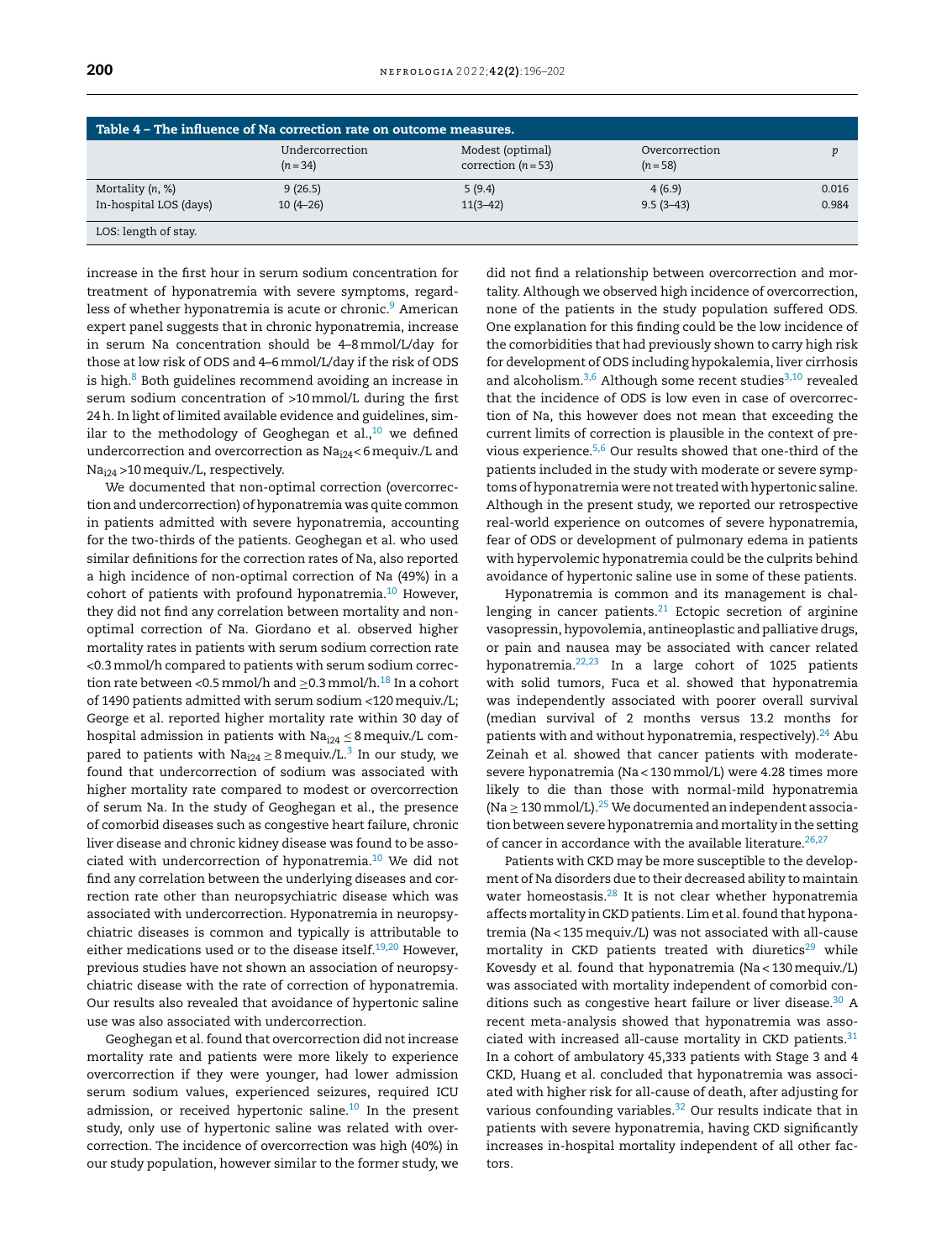**Table 4 – The influence of Na correction rate on outcome measures.**

| | Undercorrection ($n = 34$) | Modest (optimal) correction ($n = 53$) | Overcorrection ($n = 58$) | $p$ |
|---|---|---|---|---|
| Mortality ($n$, %) | 9 (26.5) | 5 (9.4) | 4 (6.9) | 0.016 |
| In-hospital LOS (days) | 10 (4–26) | 11(3–42) | 9.5 (3–43) | 0.984 |

LOS: length of stay.

increase in the first hour in serum sodium concentration for treatment of hyponatremia with severe symptoms, regardless of whether hyponatremia is acute or chronic.[9] American expert panel suggests that in chronic hyponatremia, increase in serum Na concentration should be 4–8 mmol/L/day for those at low risk of ODS and 4–6 mmol/L/day if the risk of ODS is high.[8] Both guidelines recommend avoiding an increase in serum sodium concentration of >10 mmol/L during the first 24 h. In light of limited available evidence and guidelines, similar to the methodology of Geoghegan et al.,[10] we defined undercorrection and overcorrection as $Na_{i24}$ < 6 mequiv./L and $Na_{i24}$ >10 mequiv./L, respectively.

We documented that non-optimal correction (overcorrection and undercorrection) of hyponatremia was quite common in patients admitted with severe hyponatremia, accounting for the two-thirds of the patients. Geoghegan et al. who used similar definitions for the correction rates of Na, also reported a high incidence of non-optimal correction of Na (49%) in a cohort of patients with profound hyponatremia.[10] However, they did not find any correlation between mortality and non-optimal correction of Na. Giordano et al. observed higher mortality rates in patients with serum sodium correction rate <0.3 mmol/h compared to patients with serum sodium correction rate between <0.5 mmol/h and ≥0.3 mmol/h.[18] In a cohort of 1490 patients admitted with serum sodium <120 mequiv./L; George et al. reported higher mortality rate within 30 day of hospital admission in patients with $Na_{i24}$ ≤ 8 mequiv./L compared to patients with $Na_{i24}$ ≥ 8 mequiv./L.[3] In our study, we found that undercorrection of sodium was associated with higher mortality rate compared to modest or overcorrection of serum Na. In the study of Geoghegan et al., the presence of comorbid diseases such as congestive heart failure, chronic liver disease and chronic kidney disease was found to be associated with undercorrection of hyponatremia.[10] We did not find any correlation between the underlying diseases and correction rate other than neuropsychiatric disease which was associated with undercorrection. Hyponatremia in neuropsychiatric diseases is common and typically is attributable to either medications used or to the disease itself.[19,20] However, previous studies have not shown an association of neuropsychiatric disease with the rate of correction of hyponatremia. Our results also revealed that avoidance of hypertonic saline use was also associated with undercorrection.

Geoghegan et al. found that overcorrection did not increase mortality rate and patients were more likely to experience overcorrection if they were younger, had lower admission serum sodium values, experienced seizures, required ICU admission, or received hypertonic saline.[10] In the present study, only use of hypertonic saline was related with overcorrection. The incidence of overcorrection was high (40%) in our study population, however similar to the former study, we did not find a relationship between overcorrection and mortality. Although we observed high incidence of overcorrection, none of the patients in the study population suffered ODS. One explanation for this finding could be the low incidence of the comorbidities that had previously shown to carry high risk for development of ODS including hypokalemia, liver cirrhosis and alcoholism.[3,6] Although some recent studies[3,10] revealed that the incidence of ODS is low even in case of overcorrection of Na, this however does not mean that exceeding the current limits of correction is plausible in the context of previous experience.[5,6] Our results showed that one-third of the patients included in the study with moderate or severe symptoms of hyponatremia were not treated with hypertonic saline. Although in the present study, we reported our retrospective real-world experience on outcomes of severe hyponatremia, fear of ODS or development of pulmonary edema in patients with hypervolemic hyponatremia could be the culprits behind avoidance of hypertonic saline use in some of these patients.

Hyponatremia is common and its management is challenging in cancer patients.[21] Ectopic secretion of arginine vasopressin, hypovolemia, antineoplastic and palliative drugs, or pain and nausea may be associated with cancer related hyponatremia.[22,23] In a large cohort of 1025 patients with solid tumors, Fuca et al. showed that hyponatremia was independently associated with poorer overall survival (median survival of 2 months versus 13.2 months for patients with and without hyponatremia, respectively).[24] Abu Zeinah et al. showed that cancer patients with moderate-severe hyponatremia (Na < 130 mmol/L) were 4.28 times more likely to die than those with normal-mild hyponatremia (Na ≥ 130 mmol/L).[25] We documented an independent association between severe hyponatremia and mortality in the setting of cancer in accordance with the available literature.[26,27]

Patients with CKD may be more susceptible to the development of Na disorders due to their decreased ability to maintain water homeostasis.[28] It is not clear whether hyponatremia affects mortality in CKD patients. Lim et al. found that hyponatremia (Na < 135 mequiv./L) was not associated with all-cause mortality in CKD patients treated with diuretics[29] while Kovesdy et al. found that hyponatremia (Na < 130 mequiv./L) was associated with mortality independent of comorbid conditions such as congestive heart failure or liver disease.[30] A recent meta-analysis showed that hyponatremia was associated with increased all-cause mortality in CKD patients.[31] In a cohort of ambulatory 45,333 patients with Stage 3 and 4 CKD, Huang et al. concluded that hyponatremia was associated with higher risk for all-cause of death, after adjusting for various confounding variables.[32] Our results indicate that in patients with severe hyponatremia, having CKD significantly increases in-hospital mortality independent of all other factors.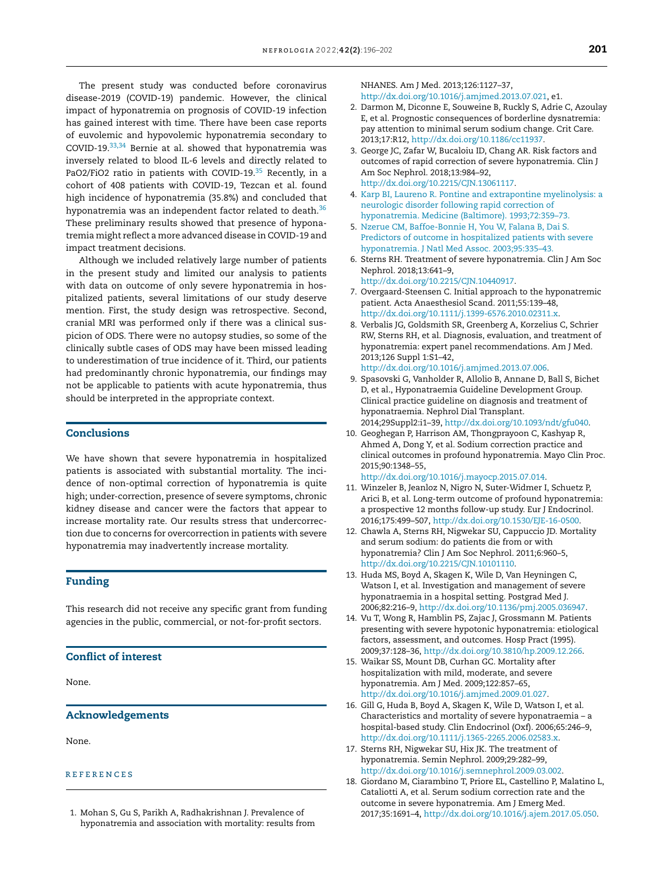The present study was conducted before coronavirus disease-2019 (COVID-19) pandemic. However, the clinical impact of hyponatremia on prognosis of COVID-19 infection has gained interest with time. There have been case reports of euvolemic and hypovolemic hyponatremia secondary to COVID-19.[33,34] Bernie at al. showed that hyponatremia was inversely related to blood IL-6 levels and directly related to PaO2/FiO2 ratio in patients with COVID-19.[35] Recently, in a cohort of 408 patients with COVID-19, Tezcan et al. found high incidence of hyponatremia (35.8%) and concluded that hyponatremia was an independent factor related to death.[36] These preliminary results showed that presence of hyponatremia might reflect a more advanced disease in COVID-19 and impact treatment decisions.

Although we included relatively large number of patients in the present study and limited our analysis to patients with data on outcome of only severe hyponatremia in hospitalized patients, several limitations of our study deserve mention. First, the study design was retrospective. Second, cranial MRI was performed only if there was a clinical suspicion of ODS. There were no autopsy studies, so some of the clinically subtle cases of ODS may have been missed leading to underestimation of true incidence of it. Third, our patients had predominantly chronic hyponatremia, our findings may not be applicable to patients with acute hyponatremia, thus should be interpreted in the appropriate context.

## Conclusions

We have shown that severe hyponatremia in hospitalized patients is associated with substantial mortality. The incidence of non-optimal correction of hyponatremia is quite high; under-correction, presence of severe symptoms, chronic kidney disease and cancer were the factors that appear to increase mortality rate. Our results stress that undercorrection due to concerns for overcorrection in patients with severe hyponatremia may inadvertently increase mortality.

## Funding

This research did not receive any specific grant from funding agencies in the public, commercial, or not-for-profit sectors.

## Conflict of interest

None.

## Acknowledgements

None.

## REFERENCES

1. Mohan S, Gu S, Parikh A, Radhakrishnan J. Prevalence of hyponatremia and association with mortality: results from NHANES. Am J Med. 2013;126:1127–37, http://dx.doi.org/10.1016/j.amjmed.2013.07.021, e1.
2. Darmon M, Diconne E, Souweine B, Ruckly S, Adrie C, Azoulay E, et al. Prognostic consequences of borderline dysnatremia: pay attention to minimal serum sodium change. Crit Care. 2013;17:R12, http://dx.doi.org/10.1186/cc11937.
3. George JC, Zafar W, Bucaloiu ID, Chang AR. Risk factors and outcomes of rapid correction of severe hyponatremia. Clin J Am Soc Nephrol. 2018;13:984–92, http://dx.doi.org/10.2215/CJN.13061117.
4. Karp BI, Laureno R. Pontine and extrapontine myelinolysis: a neurologic disorder following rapid correction of hyponatremia. Medicine (Baltimore). 1993;72:359–73.
5. Nzerue CM, Baffoe-Bonnie H, You W, Falana B, Dai S. Predictors of outcome in hospitalized patients with severe hyponatremia. J Natl Med Assoc. 2003;95:335–43.
6. Sterns RH. Treatment of severe hyponatremia. Clin J Am Soc Nephrol. 2018;13:641–9, http://dx.doi.org/10.2215/CJN.10440917.
7. Overgaard-Steensen C. Initial approach to the hyponatremic patient. Acta Anaesthesiol Scand. 2011;55:139–48, http://dx.doi.org/10.1111/j.1399-6576.2010.02311.x.
8. Verbalis JG, Goldsmith SR, Greenberg A, Korzelius C, Schrier RW, Sterns RH, et al. Diagnosis, evaluation, and treatment of hyponatremia: expert panel recommendations. Am J Med. 2013;126 Suppl 1:S1–42, http://dx.doi.org/10.1016/j.amjmed.2013.07.006.
9. Spasovski G, Vanholder R, Allolio B, Annane D, Ball S, Bichet D, et al., Hyponatraemia Guideline Development Group. Clinical practice guideline on diagnosis and treatment of hyponatraemia. Nephrol Dial Transplant. 2014;29Suppl2:i1–39, http://dx.doi.org/10.1093/ndt/gfu040.
10. Geoghegan P, Harrison AM, Thongprayoon C, Kashyap R, Ahmed A, Dong Y, et al. Sodium correction practice and clinical outcomes in profound hyponatremia. Mayo Clin Proc. 2015;90:1348–55, http://dx.doi.org/10.1016/j.mayocp.2015.07.014.
11. Winzeler B, Jeanloz N, Nigro N, Suter-Widmer I, Schuetz P, Arici B, et al. Long-term outcome of profound hyponatremia: a prospective 12 months follow-up study. Eur J Endocrinol. 2016;175:499–507, http://dx.doi.org/10.1530/EJE-16-0500.
12. Chawla A, Sterns RH, Nigwekar SU, Cappuccio JD. Mortality and serum sodium: do patients die from or with hyponatremia? Clin J Am Soc Nephrol. 2011;6:960–5, http://dx.doi.org/10.2215/CJN.10101110.
13. Huda MS, Boyd A, Skagen K, Wile D, Van Heyningen C, Watson I, et al. Investigation and management of severe hyponatraemia in a hospital setting. Postgrad Med J. 2006;82:216–9, http://dx.doi.org/10.1136/pmj.2005.036947.
14. Vu T, Wong R, Hamblin PS, Zajac J, Grossmann M. Patients presenting with severe hypotonic hyponatremia: etiological factors, assessment, and outcomes. Hosp Pract (1995). 2009;37:128–36, http://dx.doi.org/10.3810/hp.2009.12.266.
15. Waikar SS, Mount DB, Curhan GC. Mortality after hospitalization with mild, moderate, and severe hyponatremia. Am J Med. 2009;122:857–65, http://dx.doi.org/10.1016/j.amjmed.2009.01.027.
16. Gill G, Huda B, Boyd A, Skagen K, Wile D, Watson I, et al. Characteristics and mortality of severe hyponatraemia – a hospital-based study. Clin Endocrinol (Oxf). 2006;65:246–9, http://dx.doi.org/10.1111/j.1365-2265.2006.02583.x.
17. Sterns RH, Nigwekar SU, Hix JK. The treatment of hyponatremia. Semin Nephrol. 2009;29:282–99, http://dx.doi.org/10.1016/j.semnephrol.2009.03.002.
18. Giordano M, Ciarambino T, Priore EL, Castellino P, Malatino L, Cataliotti A, et al. Serum sodium correction rate and the outcome in severe hyponatremia. Am J Emerg Med. 2017;35:1691–4, http://dx.doi.org/10.1016/j.ajem.2017.05.050.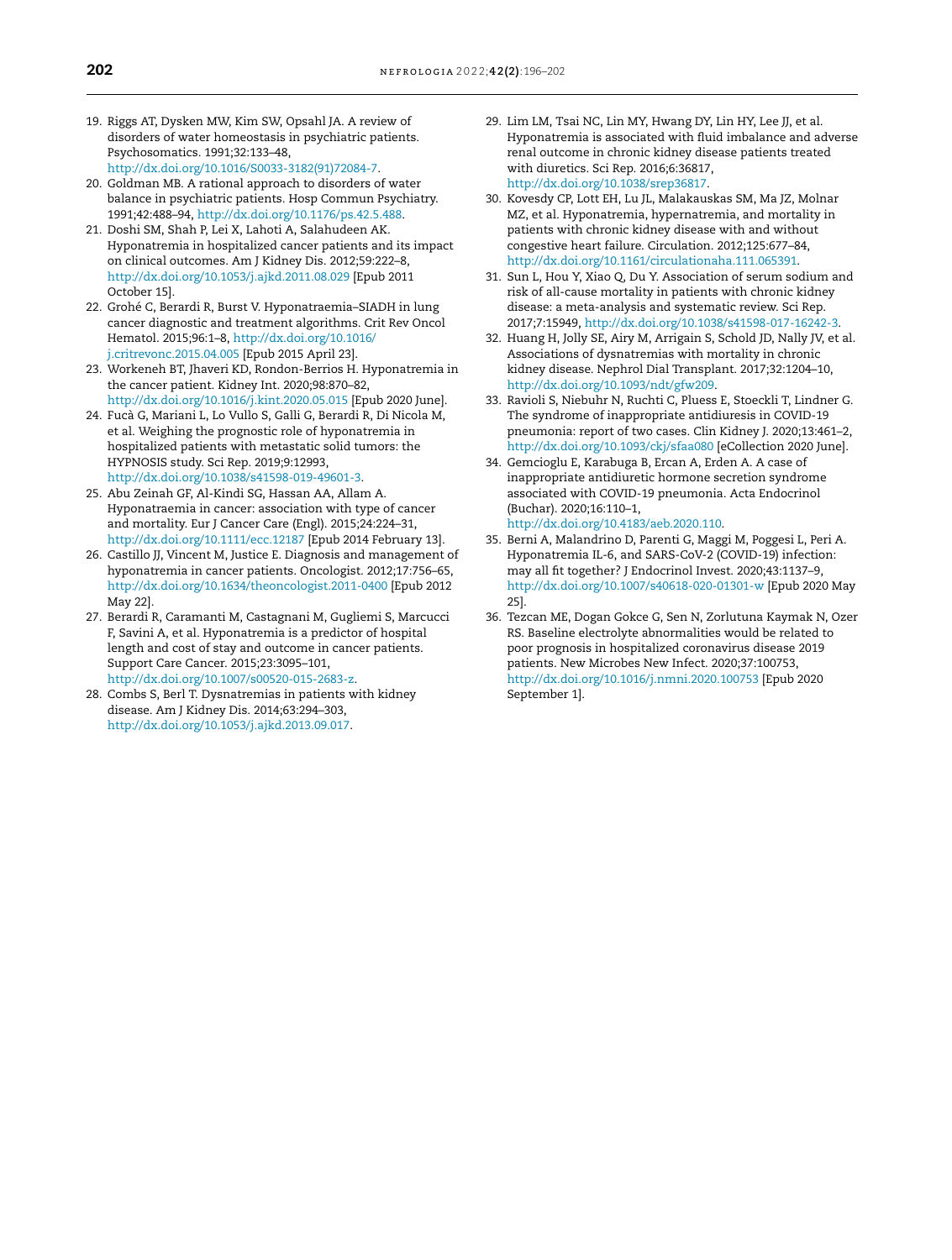19. Riggs AT, Dysken MW, Kim SW, Opsahl JA. A review of disorders of water homeostasis in psychiatric patients. Psychosomatics. 1991;32:133–48, http://dx.doi.org/10.1016/S0033-3182(91)72084-7.
20. Goldman MB. A rational approach to disorders of water balance in psychiatric patients. Hosp Commun Psychiatry. 1991;42:488–94, http://dx.doi.org/10.1176/ps.42.5.488.
21. Doshi SM, Shah P, Lei X, Lahoti A, Salahudeen AK. Hyponatremia in hospitalized cancer patients and its impact on clinical outcomes. Am J Kidney Dis. 2012;59:222–8, http://dx.doi.org/10.1053/j.ajkd.2011.08.029 [Epub 2011 October 15].
22. Grohé C, Berardi R, Burst V. Hyponatraemia–SIADH in lung cancer diagnostic and treatment algorithms. Crit Rev Oncol Hematol. 2015;96:1–8, http://dx.doi.org/10.1016/j.critrevonc.2015.04.005 [Epub 2015 April 23].
23. Workeneh BT, Jhaveri KD, Rondon-Berrios H. Hyponatremia in the cancer patient. Kidney Int. 2020;98:870–82, http://dx.doi.org/10.1016/j.kint.2020.05.015 [Epub 2020 June].
24. Fucà G, Mariani L, Lo Vullo S, Galli G, Berardi R, Di Nicola M, et al. Weighing the prognostic role of hyponatremia in hospitalized patients with metastatic solid tumors: the HYPNOSIS study. Sci Rep. 2019;9:12993, http://dx.doi.org/10.1038/s41598-019-49601-3.
25. Abu Zeinah GF, Al-Kindi SG, Hassan AA, Allam A. Hyponatraemia in cancer: association with type of cancer and mortality. Eur J Cancer Care (Engl). 2015;24:224–31, http://dx.doi.org/10.1111/ecc.12187 [Epub 2014 February 13].
26. Castillo JJ, Vincent M, Justice E. Diagnosis and management of hyponatremia in cancer patients. Oncologist. 2012;17:756–65, http://dx.doi.org/10.1634/theoncologist.2011-0400 [Epub 2012 May 22].
27. Berardi R, Caramanti M, Castagnani M, Gugliemi S, Marcucci F, Savini A, et al. Hyponatremia is a predictor of hospital length and cost of stay and outcome in cancer patients. Support Care Cancer. 2015;23:3095–101, http://dx.doi.org/10.1007/s00520-015-2683-z.
28. Combs S, Berl T. Dysnatremias in patients with kidney disease. Am J Kidney Dis. 2014;63:294–303, http://dx.doi.org/10.1053/j.ajkd.2013.09.017.
29. Lim LM, Tsai NC, Lin MY, Hwang DY, Lin HY, Lee JJ, et al. Hyponatremia is associated with fluid imbalance and adverse renal outcome in chronic kidney disease patients treated with diuretics. Sci Rep. 2016;6:36817, http://dx.doi.org/10.1038/srep36817.
30. Kovesdy CP, Lott EH, Lu JL, Malakauskas SM, Ma JZ, Molnar MZ, et al. Hyponatremia, hypernatremia, and mortality in patients with chronic kidney disease with and without congestive heart failure. Circulation. 2012;125:677–84, http://dx.doi.org/10.1161/circulationaha.111.065391.
31. Sun L, Hou Y, Xiao Q, Du Y. Association of serum sodium and risk of all-cause mortality in patients with chronic kidney disease: a meta-analysis and systematic review. Sci Rep. 2017;7:15949, http://dx.doi.org/10.1038/s41598-017-16242-3.
32. Huang H, Jolly SE, Airy M, Arrigain S, Schold JD, Nally JV, et al. Associations of dysnatremias with mortality in chronic kidney disease. Nephrol Dial Transplant. 2017;32:1204–10, http://dx.doi.org/10.1093/ndt/gfw209.
33. Ravioli S, Niebuhr N, Ruchti C, Pluess E, Stoeckli T, Lindner G. The syndrome of inappropriate antidiuresis in COVID-19 pneumonia: report of two cases. Clin Kidney J. 2020;13:461–2, http://dx.doi.org/10.1093/ckj/sfaa080 [eCollection 2020 June].
34. Gemcioglu E, Karabuga B, Ercan A, Erden A. A case of inappropriate antidiuretic hormone secretion syndrome associated with COVID-19 pneumonia. Acta Endocrinol (Buchar). 2020;16:110–1, http://dx.doi.org/10.4183/aeb.2020.110.
35. Berni A, Malandrino D, Parenti G, Maggi M, Poggesi L, Peri A. Hyponatremia IL-6, and SARS-CoV-2 (COVID-19) infection: may all fit together? J Endocrinol Invest. 2020;43:1137–9, http://dx.doi.org/10.1007/s40618-020-01301-w [Epub 2020 May 25].
36. Tezcan ME, Dogan Gokce G, Sen N, Zorlutuna Kaymak N, Ozer RS. Baseline electrolyte abnormalities would be related to poor prognosis in hospitalized coronavirus disease 2019 patients. New Microbes New Infect. 2020;37:100753, http://dx.doi.org/10.1016/j.nmni.2020.100753 [Epub 2020 September 1].